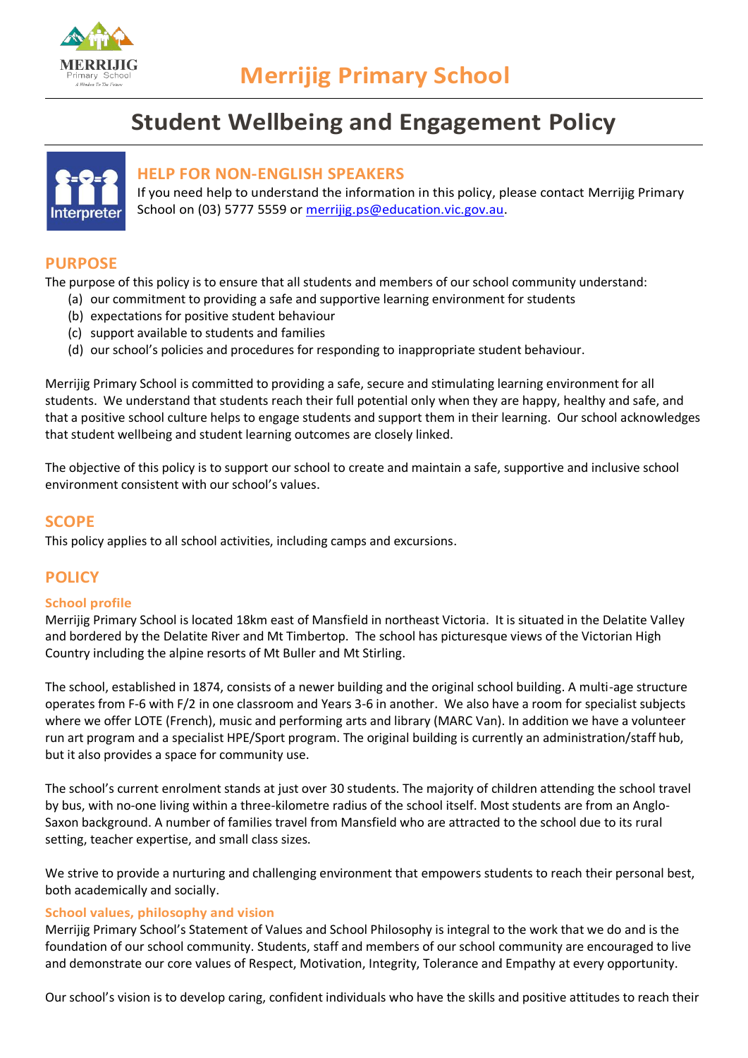# Merrijig Primary School

# Student Wellbeing and Engagement Policy

## HELP FOR NON-ENGLISH SPEAKERS

If you need help to understand the information in this policy, please contact Merrijig Primary School on (03) 5777 5559 or merrijig.ps@education.vic.gov.au.

## PURPOSE

The purpose of this policy is to ensure that all students and members of our school community understand:

(a) our commitment to providing a safe and supportive learning environment for students
(b) expectations for positive student behaviour
(c) support available to students and families
(d) our school's policies and procedures for responding to inappropriate student behaviour.

Merrijig Primary School is committed to providing a safe, secure and stimulating learning environment for all students. We understand that students reach their full potential only when they are happy, healthy and safe, and that a positive school culture helps to engage students and support them in their learning. Our school acknowledges that student wellbeing and student learning outcomes are closely linked.

The objective of this policy is to support our school to create and maintain a safe, supportive and inclusive school environment consistent with our school's values.

## SCOPE

This policy applies to all school activities, including camps and excursions.

## POLICY

### School profile

Merrijig Primary School is located 18km east of Mansfield in northeast Victoria. It is situated in the Delatite Valley and bordered by the Delatite River and Mt Timbertop. The school has picturesque views of the Victorian High Country including the alpine resorts of Mt Buller and Mt Stirling.

The school, established in 1874, consists of a newer building and the original school building. A multi-age structure operates from F-6 with F/2 in one classroom and Years 3-6 in another. We also have a room for specialist subjects where we offer LOTE (French), music and performing arts and library (MARC Van). In addition we have a volunteer run art program and a specialist HPE/Sport program. The original building is currently an administration/staff hub, but it also provides a space for community use.

The school's current enrolment stands at just over 30 students. The majority of children attending the school travel by bus, with no-one living within a three-kilometre radius of the school itself. Most students are from an Anglo-Saxon background. A number of families travel from Mansfield who are attracted to the school due to its rural setting, teacher expertise, and small class sizes.

We strive to provide a nurturing and challenging environment that empowers students to reach their personal best, both academically and socially.

### School values, philosophy and vision

Merrijig Primary School's Statement of Values and School Philosophy is integral to the work that we do and is the foundation of our school community. Students, staff and members of our school community are encouraged to live and demonstrate our core values of Respect, Motivation, Integrity, Tolerance and Empathy at every opportunity.

Our school's vision is to develop caring, confident individuals who have the skills and positive attitudes to reach their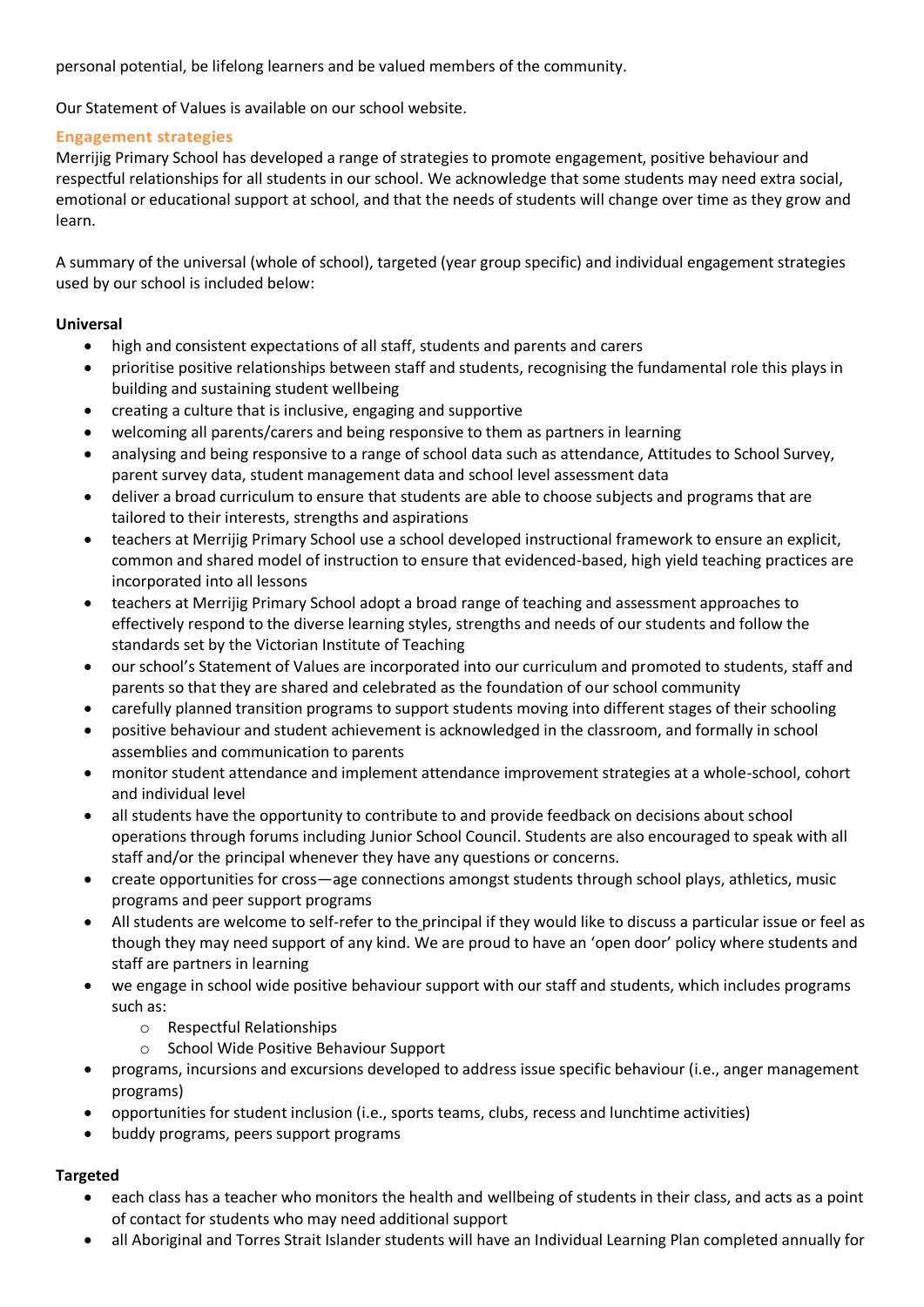personal potential, be lifelong learners and be valued members of the community.

Our Statement of Values is available on our school website.

## Engagement strategies

Merrijig Primary School has developed a range of strategies to promote engagement, positive behaviour and respectful relationships for all students in our school. We acknowledge that some students may need extra social, emotional or educational support at school, and that the needs of students will change over time as they grow and learn.

A summary of the universal (whole of school), targeted (year group specific) and individual engagement strategies used by our school is included below:

**Universal**

- high and consistent expectations of all staff, students and parents and carers
- prioritise positive relationships between staff and students, recognising the fundamental role this plays in building and sustaining student wellbeing
- creating a culture that is inclusive, engaging and supportive
- welcoming all parents/carers and being responsive to them as partners in learning
- analysing and being responsive to a range of school data such as attendance, Attitudes to School Survey, parent survey data, student management data and school level assessment data
- deliver a broad curriculum to ensure that students are able to choose subjects and programs that are tailored to their interests, strengths and aspirations
- teachers at Merrijig Primary School use a school developed instructional framework to ensure an explicit, common and shared model of instruction to ensure that evidenced-based, high yield teaching practices are incorporated into all lessons
- teachers at Merrijig Primary School adopt a broad range of teaching and assessment approaches to effectively respond to the diverse learning styles, strengths and needs of our students and follow the standards set by the Victorian Institute of Teaching
- our school's Statement of Values are incorporated into our curriculum and promoted to students, staff and parents so that they are shared and celebrated as the foundation of our school community
- carefully planned transition programs to support students moving into different stages of their schooling
- positive behaviour and student achievement is acknowledged in the classroom, and formally in school assemblies and communication to parents
- monitor student attendance and implement attendance improvement strategies at a whole-school, cohort and individual level
- all students have the opportunity to contribute to and provide feedback on decisions about school operations through forums including Junior School Council. Students are also encouraged to speak with all staff and/or the principal whenever they have any questions or concerns.
- create opportunities for cross—age connections amongst students through school plays, athletics, music programs and peer support programs
- All students are welcome to self-refer to the principal if they would like to discuss a particular issue or feel as though they may need support of any kind. We are proud to have an 'open door' policy where students and staff are partners in learning
- we engage in school wide positive behaviour support with our staff and students, which includes programs such as:
  - Respectful Relationships
  - School Wide Positive Behaviour Support
- programs, incursions and excursions developed to address issue specific behaviour (i.e., anger management programs)
- opportunities for student inclusion (i.e., sports teams, clubs, recess and lunchtime activities)
- buddy programs, peers support programs

**Targeted**

- each class has a teacher who monitors the health and wellbeing of students in their class, and acts as a point of contact for students who may need additional support
- all Aboriginal and Torres Strait Islander students will have an Individual Learning Plan completed annually for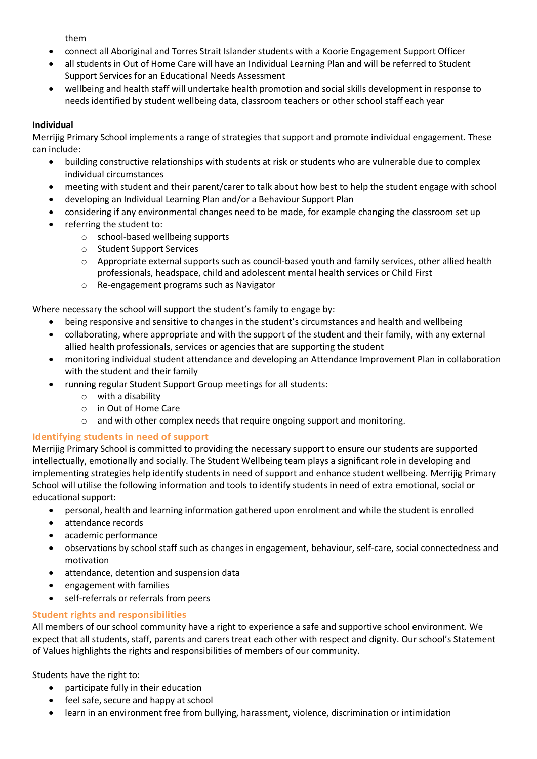them

- connect all Aboriginal and Torres Strait Islander students with a Koorie Engagement Support Officer
- all students in Out of Home Care will have an Individual Learning Plan and will be referred to Student Support Services for an Educational Needs Assessment
- wellbeing and health staff will undertake health promotion and social skills development in response to needs identified by student wellbeing data, classroom teachers or other school staff each year

**Individual**

Merrijig Primary School implements a range of strategies that support and promote individual engagement. These can include:

- building constructive relationships with students at risk or students who are vulnerable due to complex individual circumstances
- meeting with student and their parent/carer to talk about how best to help the student engage with school
- developing an Individual Learning Plan and/or a Behaviour Support Plan
- considering if any environmental changes need to be made, for example changing the classroom set up
- referring the student to:
    - school-based wellbeing supports
    - Student Support Services
    - Appropriate external supports such as council-based youth and family services, other allied health professionals, headspace, child and adolescent mental health services or Child First
    - Re-engagement programs such as Navigator

Where necessary the school will support the student's family to engage by:

- being responsive and sensitive to changes in the student's circumstances and health and wellbeing
- collaborating, where appropriate and with the support of the student and their family, with any external allied health professionals, services or agencies that are supporting the student
- monitoring individual student attendance and developing an Attendance Improvement Plan in collaboration with the student and their family
- running regular Student Support Group meetings for all students:
    - with a disability
    - in Out of Home Care
    - and with other complex needs that require ongoing support and monitoring.

## Identifying students in need of support

Merrijig Primary School is committed to providing the necessary support to ensure our students are supported intellectually, emotionally and socially. The Student Wellbeing team plays a significant role in developing and implementing strategies help identify students in need of support and enhance student wellbeing. Merrijig Primary School will utilise the following information and tools to identify students in need of extra emotional, social or educational support:

- personal, health and learning information gathered upon enrolment and while the student is enrolled
- attendance records
- academic performance
- observations by school staff such as changes in engagement, behaviour, self-care, social connectedness and motivation
- attendance, detention and suspension data
- engagement with families
- self-referrals or referrals from peers

## Student rights and responsibilities

All members of our school community have a right to experience a safe and supportive school environment. We expect that all students, staff, parents and carers treat each other with respect and dignity. Our school's Statement of Values highlights the rights and responsibilities of members of our community.

Students have the right to:

- participate fully in their education
- feel safe, secure and happy at school
- learn in an environment free from bullying, harassment, violence, discrimination or intimidation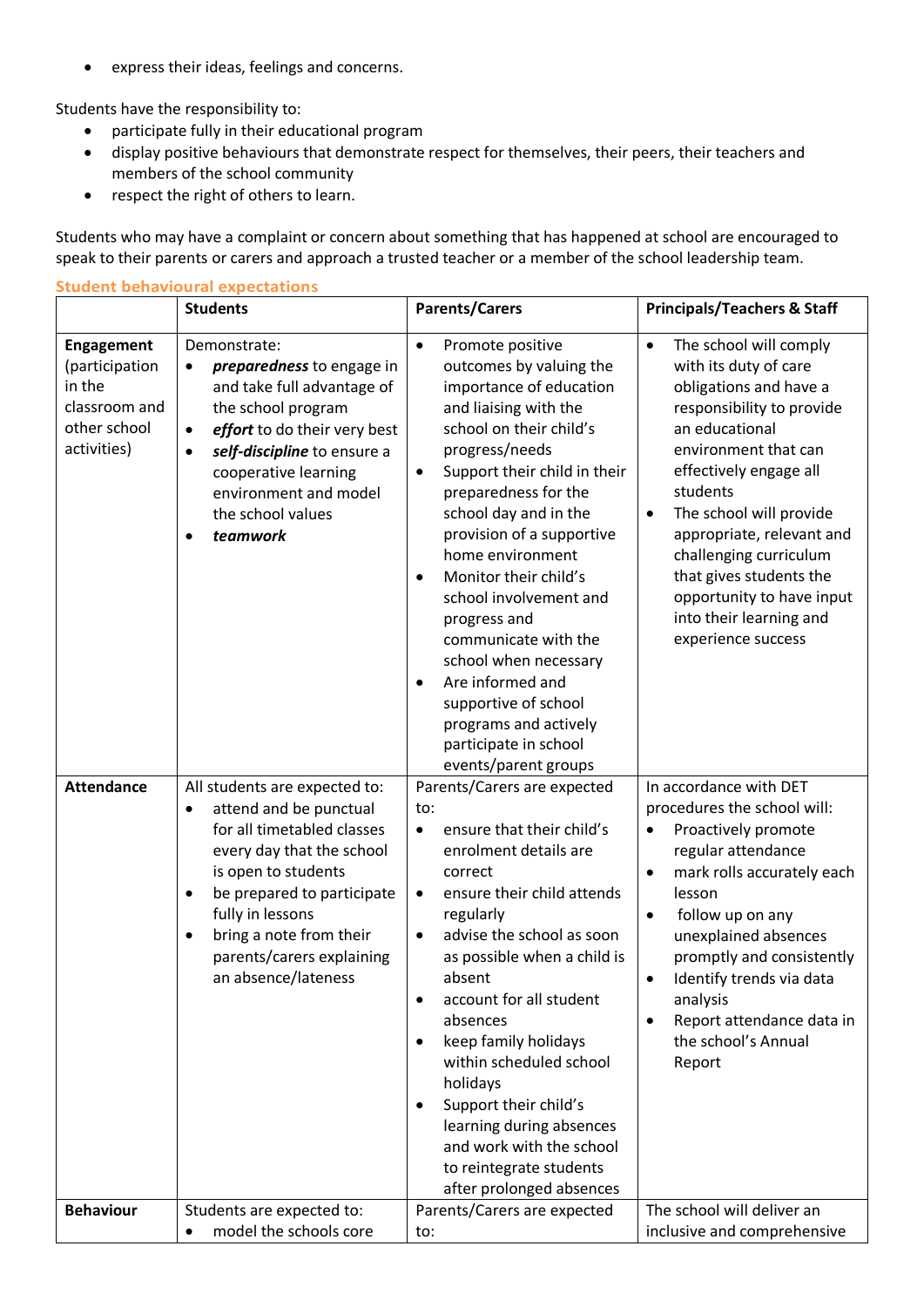- express their ideas, feelings and concerns.

Students have the responsibility to:

- participate fully in their educational program
- display positive behaviours that demonstrate respect for themselves, their peers, their teachers and members of the school community
- respect the right of others to learn.

Students who may have a complaint or concern about something that has happened at school are encouraged to speak to their parents or carers and approach a trusted teacher or a member of the school leadership team.

### Student behavioural expectations

| | Students | Parents/Carers | Principals/Teachers & Staff |
|---|---|---|---|
| **Engagement** (participation in the classroom and other school activities) | Demonstrate:<br>• ***preparedness*** to engage in and take full advantage of the school program<br>• ***effort*** to do their very best<br>• ***self-discipline*** to ensure a cooperative learning environment and model the school values<br>• ***teamwork*** | • Promote positive outcomes by valuing the importance of education and liaising with the school on their child's progress/needs<br>• Support their child in their preparedness for the school day and in the provision of a supportive home environment<br>• Monitor their child's school involvement and progress and communicate with the school when necessary<br>• Are informed and supportive of school programs and actively participate in school events/parent groups | • The school will comply with its duty of care obligations and have a responsibility to provide an educational environment that can effectively engage all students<br>• The school will provide appropriate, relevant and challenging curriculum that gives students the opportunity to have input into their learning and experience success |
| **Attendance** | All students are expected to:<br>• attend and be punctual for all timetabled classes every day that the school is open to students<br>• be prepared to participate fully in lessons<br>• bring a note from their parents/carers explaining an absence/lateness | Parents/Carers are expected to:<br>• ensure that their child's enrolment details are correct<br>• ensure their child attends regularly<br>• advise the school as soon as possible when a child is absent<br>• account for all student absences<br>• keep family holidays within scheduled school holidays<br>• Support their child's learning during absences and work with the school to reintegrate students after prolonged absences | In accordance with DET procedures the school will:<br>• Proactively promote regular attendance<br>• mark rolls accurately each lesson<br>• follow up on any unexplained absences promptly and consistently<br>• Identify trends via data analysis<br>• Report attendance data in the school's Annual Report |
| **Behaviour** | Students are expected to:<br>• model the schools core | Parents/Carers are expected to: | The school will deliver an inclusive and comprehensive |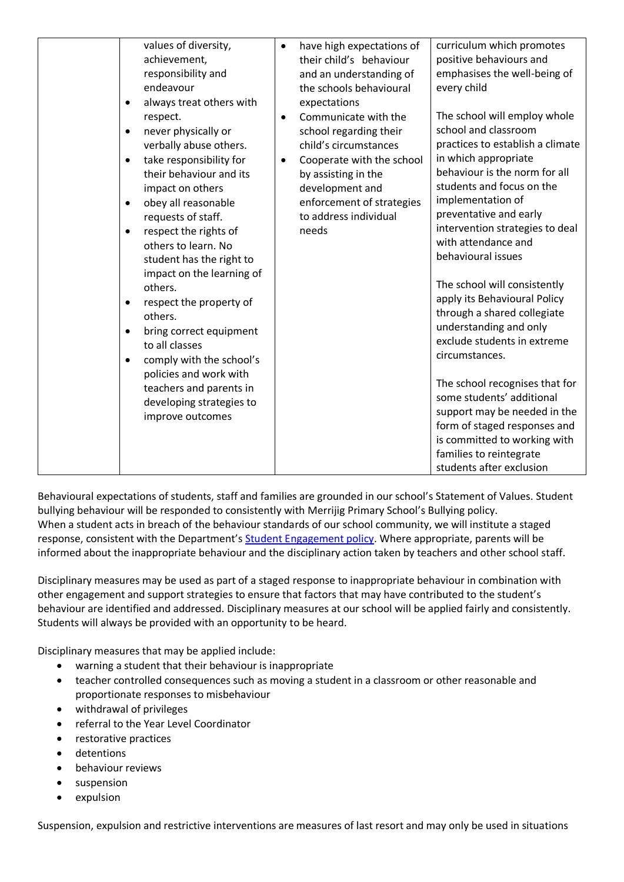| | <ul><li>values of diversity, achievement, responsibility and endeavour</li><li>always treat others with respect.</li><li>never physically or verbally abuse others.</li><li>take responsibility for their behaviour and its impact on others</li><li>obey all reasonable requests of staff.</li><li>respect the rights of others to learn. No student has the right to impact on the learning of others.</li><li>respect the property of others.</li><li>bring correct equipment to all classes</li><li>comply with the school's policies and work with teachers and parents in developing strategies to improve outcomes</li></ul> | <ul><li>have high expectations of their child's behaviour and an understanding of the schools behavioural expectations</li><li>Communicate with the school regarding their child's circumstances</li><li>Cooperate with the school by assisting in the development and enforcement of strategies to address individual needs</li></ul> | curriculum which promotes positive behaviours and emphasises the well-being of every child<br><br>The school will employ whole school and classroom practices to establish a climate in which appropriate behaviour is the norm for all students and focus on the implementation of preventative and early intervention strategies to deal with attendance and behavioural issues<br><br>The school will consistently apply its Behavioural Policy through a shared collegiate understanding and only exclude students in extreme circumstances.<br><br>The school recognises that for some students' additional support may be needed in the form of staged responses and is committed to working with families to reintegrate students after exclusion |
|---|---|---|---|

Behavioural expectations of students, staff and families are grounded in our school's Statement of Values. Student bullying behaviour will be responded to consistently with Merrijig Primary School's Bullying policy.
When a student acts in breach of the behaviour standards of our school community, we will institute a staged response, consistent with the Department's Student Engagement policy. Where appropriate, parents will be informed about the inappropriate behaviour and the disciplinary action taken by teachers and other school staff.

Disciplinary measures may be used as part of a staged response to inappropriate behaviour in combination with other engagement and support strategies to ensure that factors that may have contributed to the student's behaviour are identified and addressed. Disciplinary measures at our school will be applied fairly and consistently. Students will always be provided with an opportunity to be heard.

Disciplinary measures that may be applied include:

- warning a student that their behaviour is inappropriate
- teacher controlled consequences such as moving a student in a classroom or other reasonable and proportionate responses to misbehaviour
- withdrawal of privileges
- referral to the Year Level Coordinator
- restorative practices
- detentions
- behaviour reviews
- suspension
- expulsion

Suspension, expulsion and restrictive interventions are measures of last resort and may only be used in situations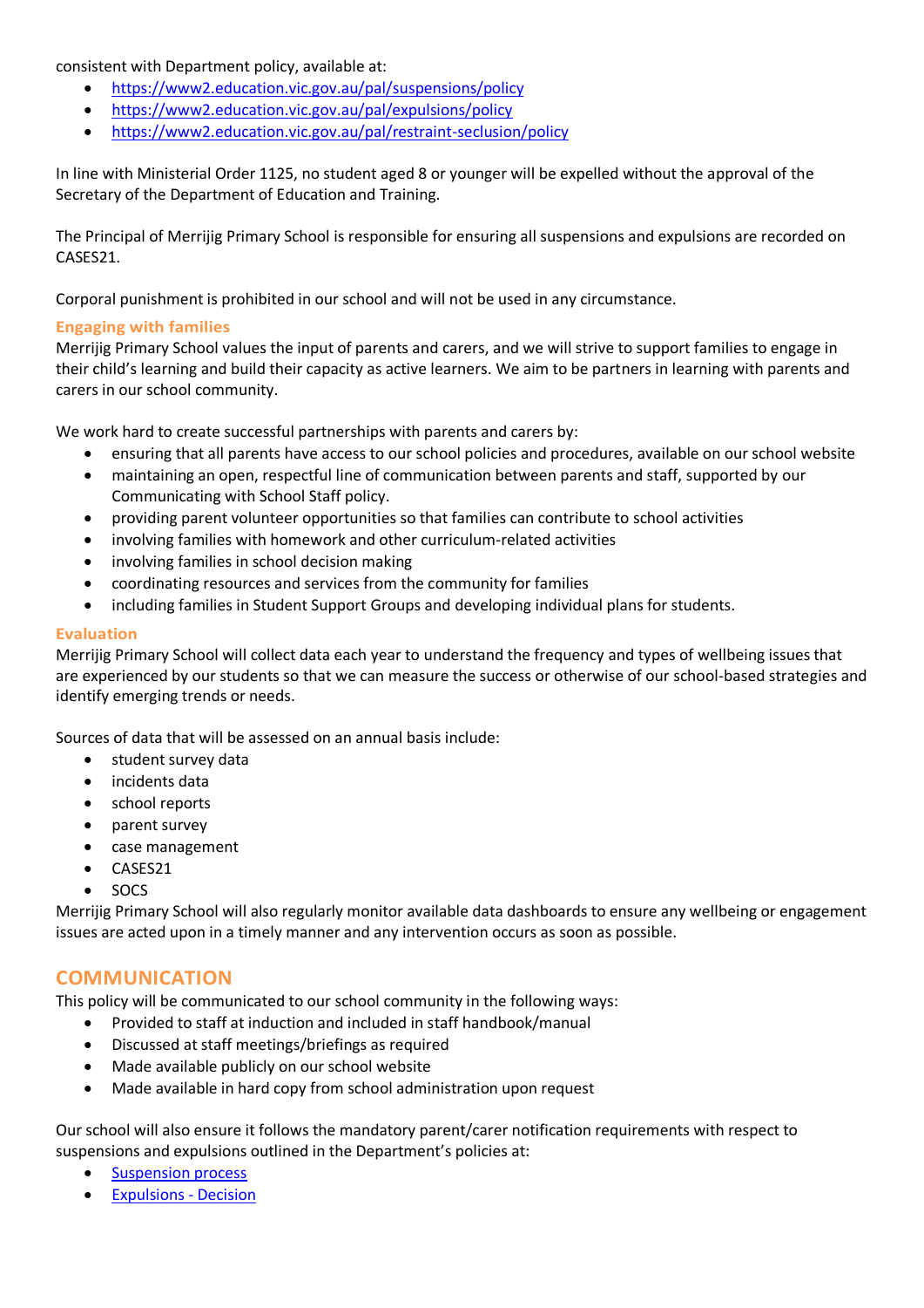consistent with Department policy, available at:

- [https://www2.education.vic.gov.au/pal/suspensions/policy](https://www2.education.vic.gov.au/pal/suspensions/policy)
- [https://www2.education.vic.gov.au/pal/expulsions/policy](https://www2.education.vic.gov.au/pal/expulsions/policy)
- [https://www2.education.vic.gov.au/pal/restraint-seclusion/policy](https://www2.education.vic.gov.au/pal/restraint-seclusion/policy)

In line with Ministerial Order 1125, no student aged 8 or younger will be expelled without the approval of the Secretary of the Department of Education and Training.

The Principal of Merrijig Primary School is responsible for ensuring all suspensions and expulsions are recorded on CASES21.

Corporal punishment is prohibited in our school and will not be used in any circumstance.

### Engaging with families

Merrijig Primary School values the input of parents and carers, and we will strive to support families to engage in their child's learning and build their capacity as active learners. We aim to be partners in learning with parents and carers in our school community.

We work hard to create successful partnerships with parents and carers by:

- ensuring that all parents have access to our school policies and procedures, available on our school website
- maintaining an open, respectful line of communication between parents and staff, supported by our Communicating with School Staff policy.
- providing parent volunteer opportunities so that families can contribute to school activities
- involving families with homework and other curriculum-related activities
- involving families in school decision making
- coordinating resources and services from the community for families
- including families in Student Support Groups and developing individual plans for students.

### Evaluation

Merrijig Primary School will collect data each year to understand the frequency and types of wellbeing issues that are experienced by our students so that we can measure the success or otherwise of our school-based strategies and identify emerging trends or needs.

Sources of data that will be assessed on an annual basis include:

- student survey data
- incidents data
- school reports
- parent survey
- case management
- CASES21
- SOCS

Merrijig Primary School will also regularly monitor available data dashboards to ensure any wellbeing or engagement issues are acted upon in a timely manner and any intervention occurs as soon as possible.

## COMMUNICATION

This policy will be communicated to our school community in the following ways:

- Provided to staff at induction and included in staff handbook/manual
- Discussed at staff meetings/briefings as required
- Made available publicly on our school website
- Made available in hard copy from school administration upon request

Our school will also ensure it follows the mandatory parent/carer notification requirements with respect to suspensions and expulsions outlined in the Department's policies at:

- Suspension process
- Expulsions - Decision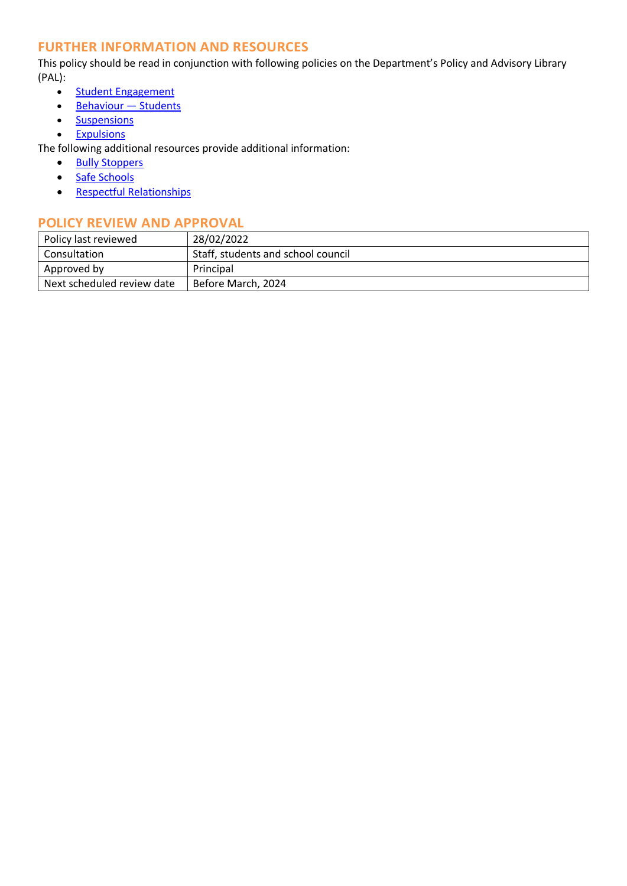## FURTHER INFORMATION AND RESOURCES

This policy should be read in conjunction with following policies on the Department's Policy and Advisory Library (PAL):

- Student Engagement
- Behaviour — Students
- Suspensions
- Expulsions

The following additional resources provide additional information:

- Bully Stoppers
- Safe Schools
- Respectful Relationships

## POLICY REVIEW AND APPROVAL

| | |
|---|---|
| Policy last reviewed | 28/02/2022 |
| Consultation | Staff, students and school council |
| Approved by | Principal |
| Next scheduled review date | Before March, 2024 |